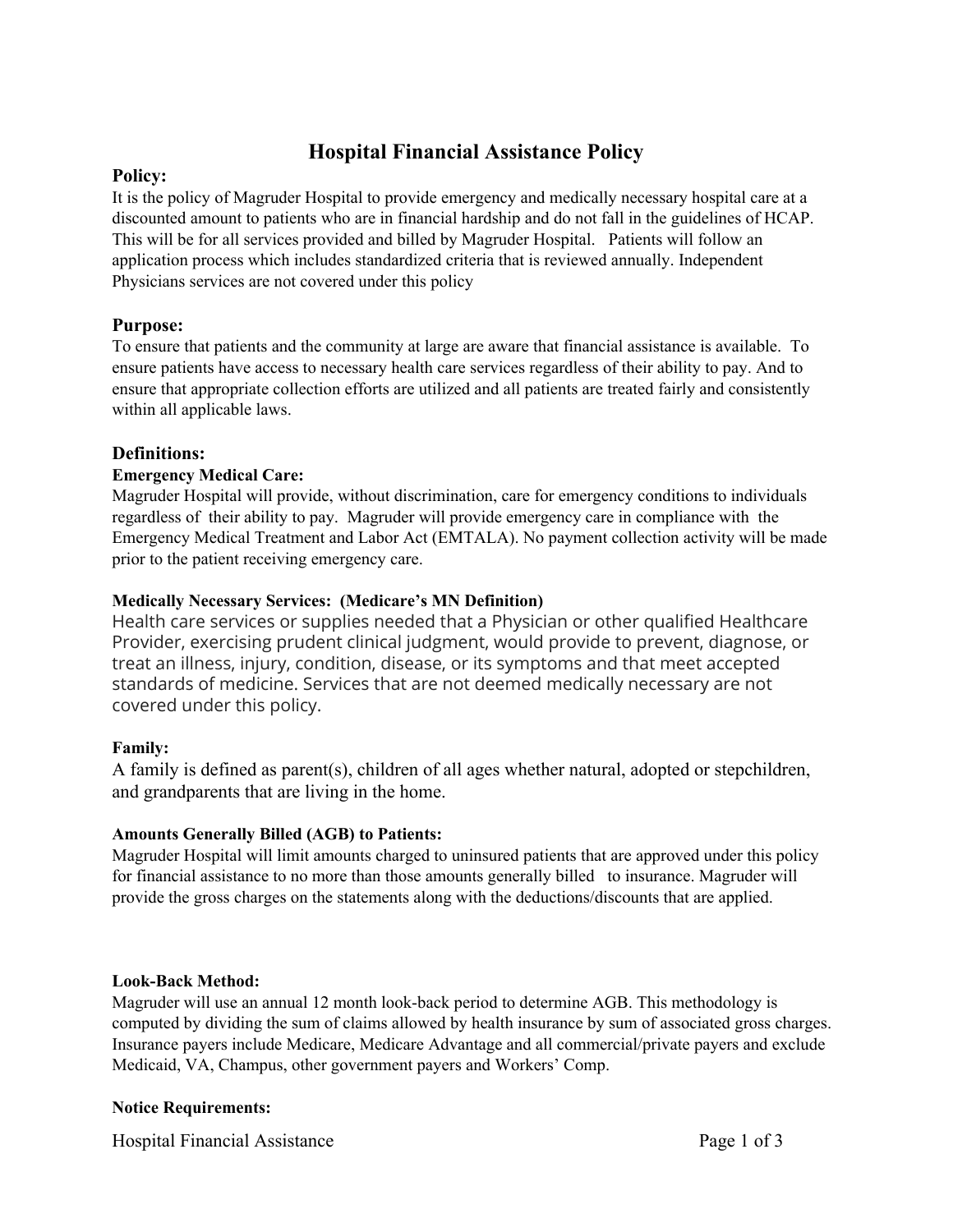# Hospital Financial Assistance Policy

## Policy:

It is the policy of Magruder Hospital to provide emergency and medically necessary hospital care at a discounted amount to patients who are in financial hardship and do not fall in the guidelines of HCAP. This will be for all services provided and billed by Magruder Hospital. Patients will follow an application process which includes standardized criteria that is reviewed annually. Independent Physicians services are not covered under this policy

## Purpose:

To ensure that patients and the community at large are aware that financial assistance is available. To ensure patients have access to necessary health care services regardless of their ability to pay. And to ensure that appropriate collection efforts are utilized and all patients are treated fairly and consistently within all applicable laws.

## Definitions:

### Emergency Medical Care:

Magruder Hospital will provide, without discrimination, care for emergency conditions to individuals regardless of their ability to pay. Magruder will provide emergency care in compliance with the Emergency Medical Treatment and Labor Act (EMTALA). No payment collection activity will be made prior to the patient receiving emergency care.

### Medically Necessary Services: (Medicare's MN Definition)

Health care services or supplies needed that a Physician or other qualified Healthcare Provider, exercising prudent clinical judgment, would provide to prevent, diagnose, or treat an illness, injury, condition, disease, or its symptoms and that meet accepted standards of medicine. Services that are not deemed medically necessary are not covered under this policy.

### Family:

A family is defined as parent(s), children of all ages whether natural, adopted or stepchildren, and grandparents that are living in the home.

### Amounts Generally Billed (AGB) to Patients:

Magruder Hospital will limit amounts charged to uninsured patients that are approved under this policy for financial assistance to no more than those amounts generally billed to insurance. Magruder will provide the gross charges on the statements along with the deductions/discounts that are applied.

### Look-Back Method:

Magruder will use an annual 12 month look-back period to determine AGB. This methodology is computed by dividing the sum of claims allowed by health insurance by sum of associated gross charges. Insurance payers include Medicare, Medicare Advantage and all commercial/private payers and exclude Medicaid, VA, Champus, other government payers and Workers' Comp.

### Notice Requirements: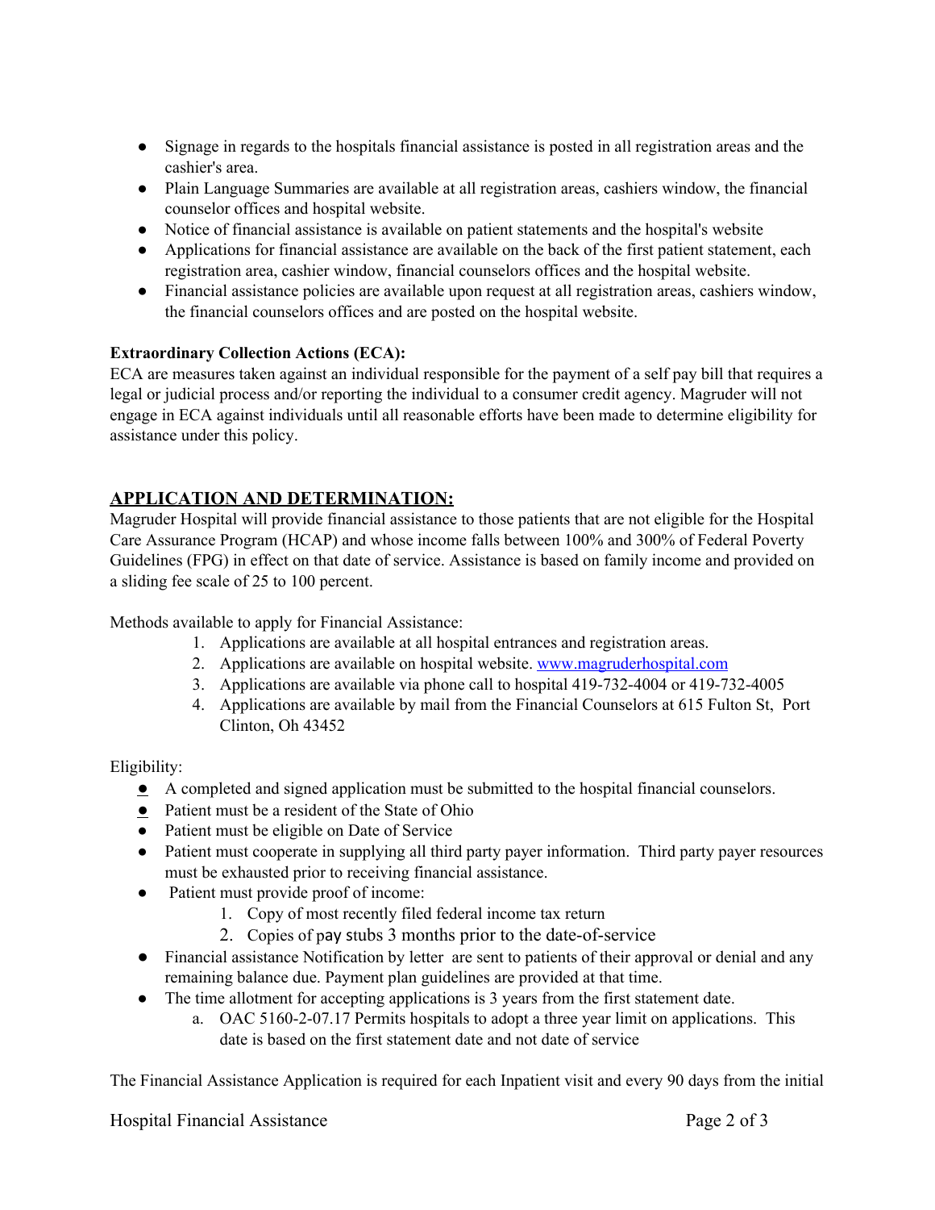- Signage in regards to the hospitals financial assistance is posted in all registration areas and the cashier's area.
- Plain Language Summaries are available at all registration areas, cashiers window, the financial counselor offices and hospital website.
- Notice of financial assistance is available on patient statements and the hospital's website
- Applications for financial assistance are available on the back of the first patient statement, each registration area, cashier window, financial counselors offices and the hospital website.
- Financial assistance policies are available upon request at all registration areas, cashiers window, the financial counselors offices and are posted on the hospital website.

**Extraordinary Collection Actions (ECA):**
ECA are measures taken against an individual responsible for the payment of a self pay bill that requires a legal or judicial process and/or reporting the individual to a consumer credit agency. Magruder will not engage in ECA against individuals until all reasonable efforts have been made to determine eligibility for assistance under this policy.

## APPLICATION AND DETERMINATION:

Magruder Hospital will provide financial assistance to those patients that are not eligible for the Hospital Care Assurance Program (HCAP) and whose income falls between 100% and 300% of Federal Poverty Guidelines (FPG) in effect on that date of service. Assistance is based on family income and provided on a sliding fee scale of 25 to 100 percent.

Methods available to apply for Financial Assistance:

1. Applications are available at all hospital entrances and registration areas.
2. Applications are available on hospital website. [www.magruderhospital.com](http://www.magruderhospital.com)
3. Applications are available via phone call to hospital 419-732-4004 or 419-732-4005
4. Applications are available by mail from the Financial Counselors at 615 Fulton St, Port Clinton, Oh 43452

Eligibility:

- A completed and signed application must be submitted to the hospital financial counselors.
- Patient must be a resident of the State of Ohio
- Patient must be eligible on Date of Service
- Patient must cooperate in supplying all third party payer information. Third party payer resources must be exhausted prior to receiving financial assistance.
- Patient must provide proof of income:
  1. Copy of most recently filed federal income tax return
  2. Copies of pay stubs 3 months prior to the date-of-service
- Financial assistance Notification by letter are sent to patients of their approval or denial and any remaining balance due. Payment plan guidelines are provided at that time.
- The time allotment for accepting applications is 3 years from the first statement date.
  a. OAC 5160-2-07.17 Permits hospitals to adopt a three year limit on applications. This date is based on the first statement date and not date of service

The Financial Assistance Application is required for each Inpatient visit and every 90 days from the initial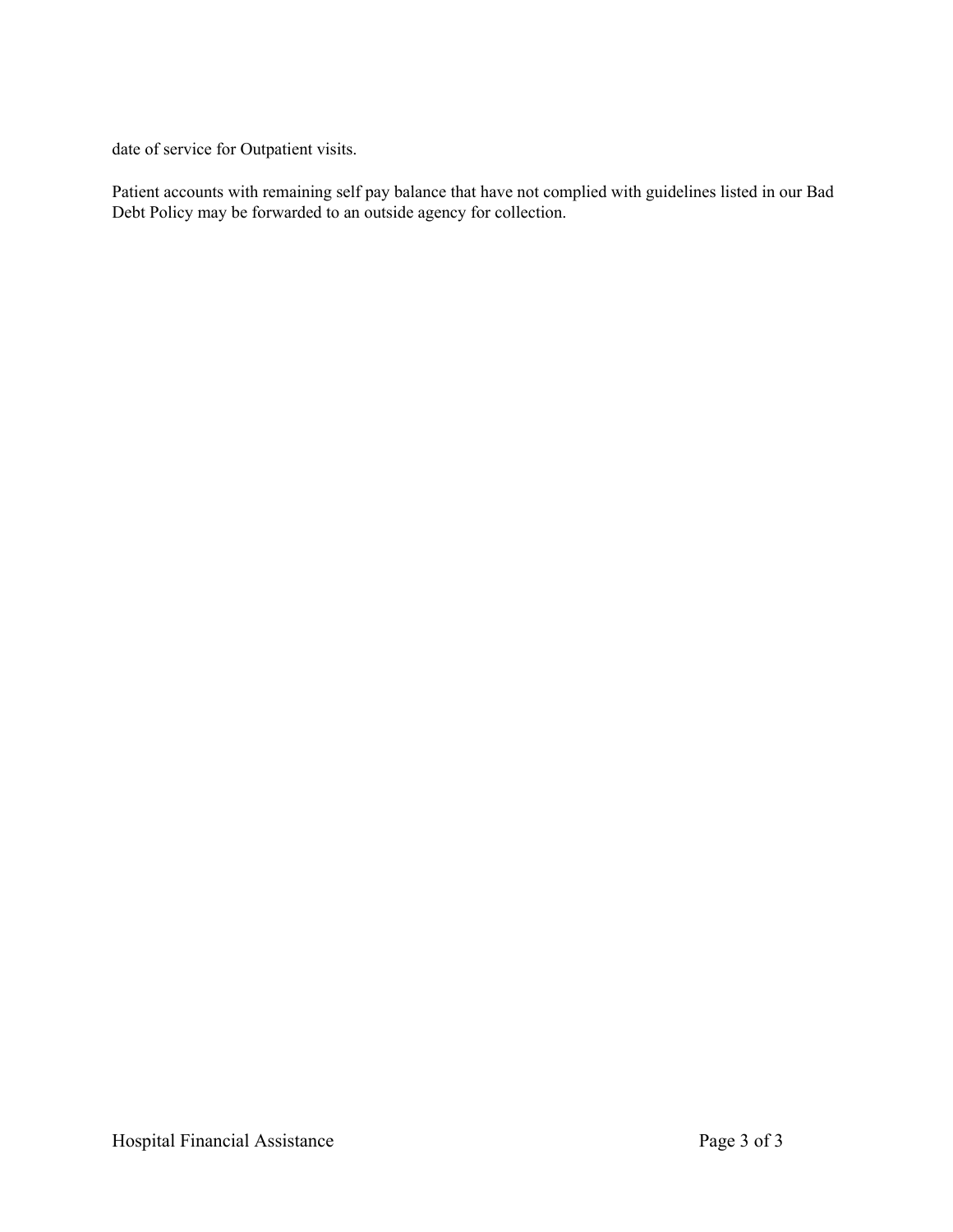date of service for Outpatient visits.

Patient accounts with remaining self pay balance that have not complied with guidelines listed in our Bad Debt Policy may be forwarded to an outside agency for collection.